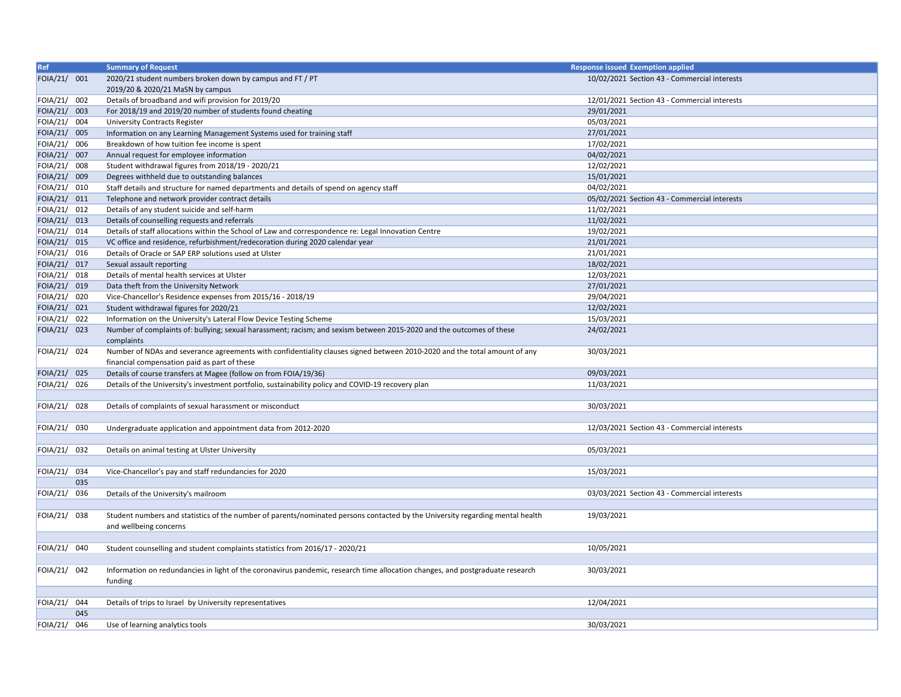| Ref | | Summary of Request | Response issued | Exemption applied |
|---|---|---|---|---|
| FOIA/21/ | 001 | 2020/21 student numbers broken down by campus and FT / PT<br>2019/20 & 2020/21 MaSN by campus | 10/02/2021 | Section 43 - Commercial interests |
| FOIA/21/ | 002 | Details of broadband and wifi provision for 2019/20 | 12/01/2021 | Section 43 - Commercial interests |
| FOIA/21/ | 003 | For 2018/19 and 2019/20 number of students found cheating | 29/01/2021 | |
| FOIA/21/ | 004 | University Contracts Register | 05/03/2021 | |
| FOIA/21/ | 005 | Information on any Learning Management Systems used for training staff | 27/01/2021 | |
| FOIA/21/ | 006 | Breakdown of how tuition fee income is spent | 17/02/2021 | |
| FOIA/21/ | 007 | Annual request for employee information | 04/02/2021 | |
| FOIA/21/ | 008 | Student withdrawal figures from 2018/19 - 2020/21 | 12/02/2021 | |
| FOIA/21/ | 009 | Degrees withheld due to outstanding balances | 15/01/2021 | |
| FOIA/21/ | 010 | Staff details and structure for named departments and details of spend on agency staff | 04/02/2021 | |
| FOIA/21/ | 011 | Telephone and network provider contract details | 05/02/2021 | Section 43 - Commercial interests |
| FOIA/21/ | 012 | Details of any student suicide and self-harm | 11/02/2021 | |
| FOIA/21/ | 013 | Details of counselling requests and referrals | 11/02/2021 | |
| FOIA/21/ | 014 | Details of staff allocations within the School of Law and correspondence re: Legal Innovation Centre | 19/02/2021 | |
| FOIA/21/ | 015 | VC office and residence, refurbishment/redecoration during 2020 calendar year | 21/01/2021 | |
| FOIA/21/ | 016 | Details of Oracle or SAP ERP solutions used at Ulster | 21/01/2021 | |
| FOIA/21/ | 017 | Sexual assault reporting | 18/02/2021 | |
| FOIA/21/ | 018 | Details of mental health services at Ulster | 12/03/2021 | |
| FOIA/21/ | 019 | Data theft from the University Network | 27/01/2021 | |
| FOIA/21/ | 020 | Vice-Chancellor's Residence expenses from 2015/16 - 2018/19 | 29/04/2021 | |
| FOIA/21/ | 021 | Student withdrawal figures for 2020/21 | 12/02/2021 | |
| FOIA/21/ | 022 | Information on the University's Lateral Flow Device Testing Scheme | 15/03/2021 | |
| FOIA/21/ | 023 | Number of complaints of: bullying; sexual harassment; racism; and sexism between 2015-2020 and the outcomes of these complaints | 24/02/2021 | |
| FOIA/21/ | 024 | Number of NDAs and severance agreements with confidentiality clauses signed between 2010-2020 and the total amount of any financial compensation paid as part of these | 30/03/2021 | |
| FOIA/21/ | 025 | Details of course transfers at Magee (follow on from FOIA/19/36) | 09/03/2021 | |
| FOIA/21/ | 026 | Details of the University's investment portfolio, sustainability policy and COVID-19 recovery plan | 11/03/2021 | |
| | | | | |
| FOIA/21/ | 028 | Details of complaints of sexual harassment or misconduct | 30/03/2021 | |
| | | | | |
| FOIA/21/ | 030 | Undergraduate application and appointment data from 2012-2020 | 12/03/2021 | Section 43 - Commercial interests |
| | | | | |
| FOIA/21/ | 032 | Details on animal testing at Ulster University | 05/03/2021 | |
| | | | | |
| FOIA/21/ | 034 | Vice-Chancellor's pay and staff redundancies for 2020 | 15/03/2021 | |
| | 035 | | | |
| FOIA/21/ | 036 | Details of the University's mailroom | 03/03/2021 | Section 43 - Commercial interests |
| | | | | |
| FOIA/21/ | 038 | Student numbers and statistics of the number of parents/nominated persons contacted by the University regarding mental health and wellbeing concerns | 19/03/2021 | |
| | | | | |
| FOIA/21/ | 040 | Student counselling and student complaints statistics from 2016/17 - 2020/21 | 10/05/2021 | |
| | | | | |
| FOIA/21/ | 042 | Information on redundancies in light of the coronavirus pandemic, research time allocation changes, and postgraduate research funding | 30/03/2021 | |
| | | | | |
| FOIA/21/ | 044 | Details of trips to Israel by University representatives | 12/04/2021 | |
| | 045 | | | |
| FOIA/21/ | 046 | Use of learning analytics tools | 30/03/2021 | |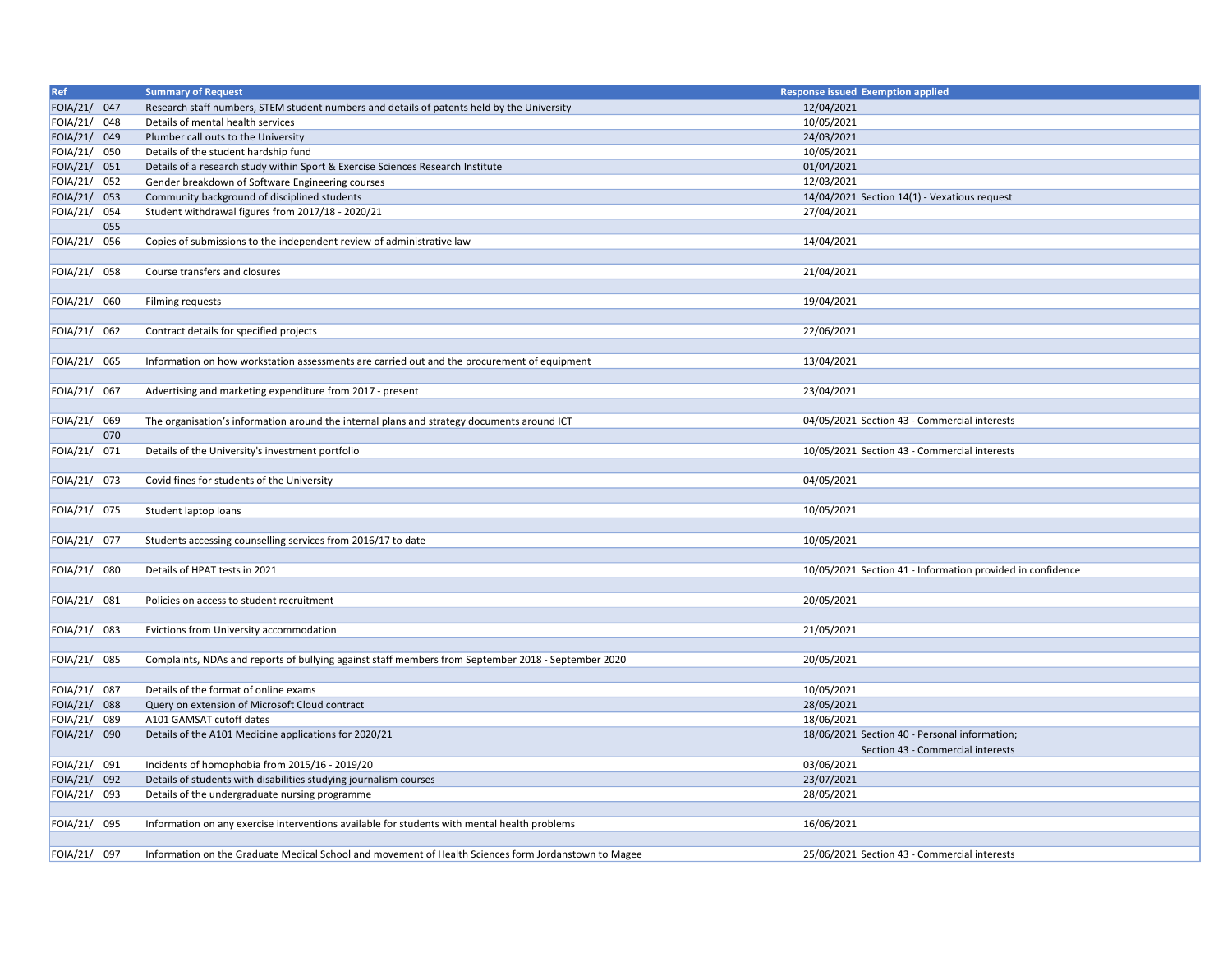| Ref | Summary of Request | Response issued | Exemption applied |
| --- | --- | --- | --- |
| FOIA/21/ 047 | Research staff numbers, STEM student numbers and details of patents held by the University | 12/04/2021 | |
| FOIA/21/ 048 | Details of mental health services | 10/05/2021 | |
| FOIA/21/ 049 | Plumber call outs to the University | 24/03/2021 | |
| FOIA/21/ 050 | Details of the student hardship fund | 10/05/2021 | |
| FOIA/21/ 051 | Details of a research study within Sport & Exercise Sciences Research Institute | 01/04/2021 | |
| FOIA/21/ 052 | Gender breakdown of Software Engineering courses | 12/03/2021 | |
| FOIA/21/ 053 | Community background of disciplined students | 14/04/2021 | Section 14(1) - Vexatious request |
| FOIA/21/ 054 | Student withdrawal figures from 2017/18 - 2020/21 | 27/04/2021 | |
| 055 | | | |
| FOIA/21/ 056 | Copies of submissions to the independent review of administrative law | 14/04/2021 | |
| | | | |
| FOIA/21/ 058 | Course transfers and closures | 21/04/2021 | |
| | | | |
| FOIA/21/ 060 | Filming requests | 19/04/2021 | |
| | | | |
| FOIA/21/ 062 | Contract details for specified projects | 22/06/2021 | |
| | | | |
| FOIA/21/ 065 | Information on how workstation assessments are carried out and the procurement of equipment | 13/04/2021 | |
| | | | |
| FOIA/21/ 067 | Advertising and marketing expenditure from 2017 - present | 23/04/2021 | |
| | | | |
| FOIA/21/ 069 | The organisation's information around the internal plans and strategy documents around ICT | 04/05/2021 | Section 43 - Commercial interests |
| 070 | | | |
| FOIA/21/ 071 | Details of the University's investment portfolio | 10/05/2021 | Section 43 - Commercial interests |
| | | | |
| FOIA/21/ 073 | Covid fines for students of the University | 04/05/2021 | |
| | | | |
| FOIA/21/ 075 | Student laptop loans | 10/05/2021 | |
| | | | |
| FOIA/21/ 077 | Students accessing counselling services from 2016/17 to date | 10/05/2021 | |
| | | | |
| FOIA/21/ 080 | Details of HPAT tests in 2021 | 10/05/2021 | Section 41 - Information provided in confidence |
| | | | |
| FOIA/21/ 081 | Policies on access to student recruitment | 20/05/2021 | |
| | | | |
| FOIA/21/ 083 | Evictions from University accommodation | 21/05/2021 | |
| | | | |
| FOIA/21/ 085 | Complaints, NDAs and reports of bullying against staff members from September 2018 - September 2020 | 20/05/2021 | |
| | | | |
| FOIA/21/ 087 | Details of the format of online exams | 10/05/2021 | |
| FOIA/21/ 088 | Query on extension of Microsoft Cloud contract | 28/05/2021 | |
| FOIA/21/ 089 | A101 GAMSAT cutoff dates | 18/06/2021 | |
| FOIA/21/ 090 | Details of the A101 Medicine applications for 2020/21 | 18/06/2021 | Section 40 - Personal information; Section 43 - Commercial interests |
| FOIA/21/ 091 | Incidents of homophobia from 2015/16 - 2019/20 | 03/06/2021 | |
| FOIA/21/ 092 | Details of students with disabilities studying journalism courses | 23/07/2021 | |
| FOIA/21/ 093 | Details of the undergraduate nursing programme | 28/05/2021 | |
| | | | |
| FOIA/21/ 095 | Information on any exercise interventions available for students with mental health problems | 16/06/2021 | |
| | | | |
| FOIA/21/ 097 | Information on the Graduate Medical School and movement of Health Sciences form Jordanstown to Magee | 25/06/2021 | Section 43 - Commercial interests |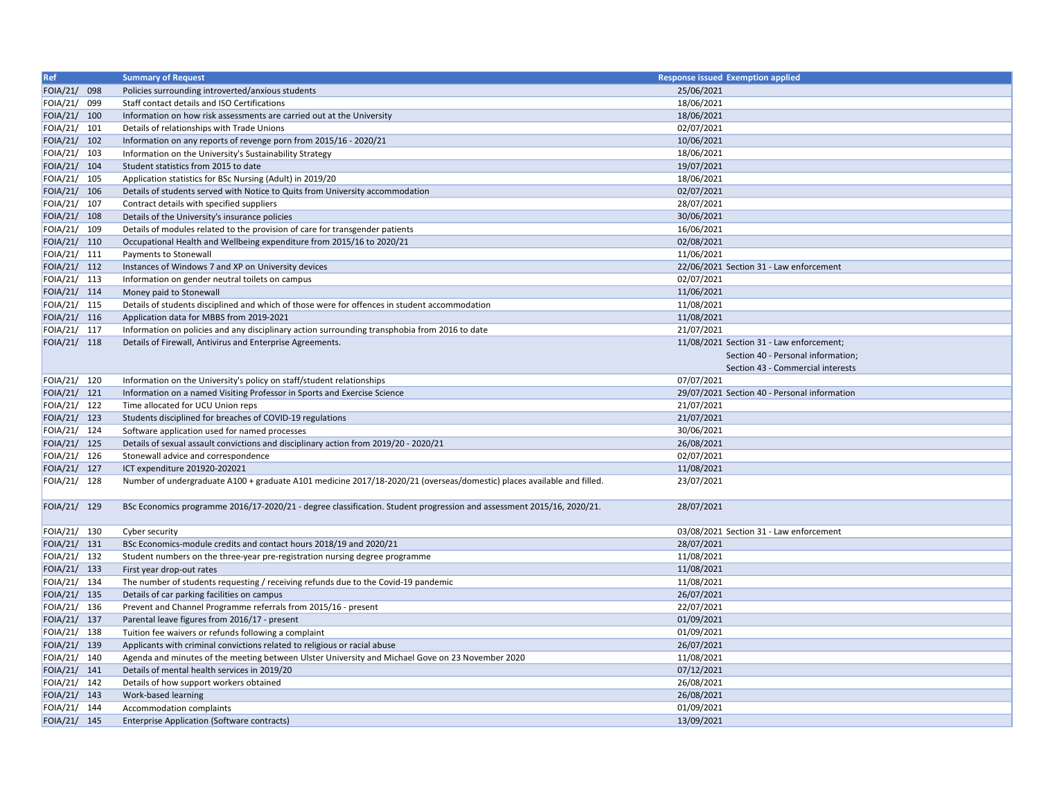| Ref | Summary of Request | Response issued | Exemption applied |
| --- | --- | --- | --- |
| FOIA/21/ 098 | Policies surrounding introverted/anxious students | 25/06/2021 | |
| FOIA/21/ 099 | Staff contact details and ISO Certifications | 18/06/2021 | |
| FOIA/21/ 100 | Information on how risk assessments are carried out at the University | 18/06/2021 | |
| FOIA/21/ 101 | Details of relationships with Trade Unions | 02/07/2021 | |
| FOIA/21/ 102 | Information on any reports of revenge porn from 2015/16 - 2020/21 | 10/06/2021 | |
| FOIA/21/ 103 | Information on the University's Sustainability Strategy | 18/06/2021 | |
| FOIA/21/ 104 | Student statistics from 2015 to date | 19/07/2021 | |
| FOIA/21/ 105 | Application statistics for BSc Nursing (Adult) in 2019/20 | 18/06/2021 | |
| FOIA/21/ 106 | Details of students served with Notice to Quits from University accommodation | 02/07/2021 | |
| FOIA/21/ 107 | Contract details with specified suppliers | 28/07/2021 | |
| FOIA/21/ 108 | Details of the University's insurance policies | 30/06/2021 | |
| FOIA/21/ 109 | Details of modules related to the provision of care for transgender patients | 16/06/2021 | |
| FOIA/21/ 110 | Occupational Health and Wellbeing expenditure from 2015/16 to 2020/21 | 02/08/2021 | |
| FOIA/21/ 111 | Payments to Stonewall | 11/06/2021 | |
| FOIA/21/ 112 | Instances of Windows 7 and XP on University devices | 22/06/2021 | Section 31 - Law enforcement |
| FOIA/21/ 113 | Information on gender neutral toilets on campus | 02/07/2021 | |
| FOIA/21/ 114 | Money paid to Stonewall | 11/06/2021 | |
| FOIA/21/ 115 | Details of students disciplined and which of those were for offences in student accommodation | 11/08/2021 | |
| FOIA/21/ 116 | Application data for MBBS from 2019-2021 | 11/08/2021 | |
| FOIA/21/ 117 | Information on policies and any disciplinary action surrounding transphobia from 2016 to date | 21/07/2021 | |
| FOIA/21/ 118 | Details of Firewall, Antivirus and Enterprise Agreements. | 11/08/2021 | Section 31 - Law enforcement; Section 40 - Personal information; Section 43 - Commercial interests |
| FOIA/21/ 120 | Information on the University's policy on staff/student relationships | 07/07/2021 | |
| FOIA/21/ 121 | Information on a named Visiting Professor in Sports and Exercise Science | 29/07/2021 | Section 40 - Personal information |
| FOIA/21/ 122 | Time allocated for UCU Union reps | 21/07/2021 | |
| FOIA/21/ 123 | Students disciplined for breaches of COVID-19 regulations | 21/07/2021 | |
| FOIA/21/ 124 | Software application used for named processes | 30/06/2021 | |
| FOIA/21/ 125 | Details of sexual assault convictions and disciplinary action from 2019/20 - 2020/21 | 26/08/2021 | |
| FOIA/21/ 126 | Stonewall advice and correspondence | 02/07/2021 | |
| FOIA/21/ 127 | ICT expenditure 201920-202021 | 11/08/2021 | |
| FOIA/21/ 128 | Number of undergraduate A100 + graduate A101 medicine 2017/18-2020/21 (overseas/domestic) places available and filled. | 23/07/2021 | |
| FOIA/21/ 129 | BSc Economics programme 2016/17-2020/21 - degree classification. Student progression and assessment 2015/16, 2020/21. | 28/07/2021 | |
| FOIA/21/ 130 | Cyber security | 03/08/2021 | Section 31 - Law enforcement |
| FOIA/21/ 131 | BSc Economics-module credits and contact hours 2018/19 and 2020/21 | 28/07/2021 | |
| FOIA/21/ 132 | Student numbers on the three-year pre-registration nursing degree programme | 11/08/2021 | |
| FOIA/21/ 133 | First year drop-out rates | 11/08/2021 | |
| FOIA/21/ 134 | The number of students requesting / receiving refunds due to the Covid-19 pandemic | 11/08/2021 | |
| FOIA/21/ 135 | Details of car parking facilities on campus | 26/07/2021 | |
| FOIA/21/ 136 | Prevent and Channel Programme referrals from 2015/16 - present | 22/07/2021 | |
| FOIA/21/ 137 | Parental leave figures from 2016/17 - present | 01/09/2021 | |
| FOIA/21/ 138 | Tuition fee waivers or refunds following a complaint | 01/09/2021 | |
| FOIA/21/ 139 | Applicants with criminal convictions related to religious or racial abuse | 26/07/2021 | |
| FOIA/21/ 140 | Agenda and minutes of the meeting between Ulster University and Michael Gove on 23 November 2020 | 11/08/2021 | |
| FOIA/21/ 141 | Details of mental health services in 2019/20 | 07/12/2021 | |
| FOIA/21/ 142 | Details of how support workers obtained | 26/08/2021 | |
| FOIA/21/ 143 | Work-based learning | 26/08/2021 | |
| FOIA/21/ 144 | Accommodation complaints | 01/09/2021 | |
| FOIA/21/ 145 | Enterprise Application (Software contracts) | 13/09/2021 | |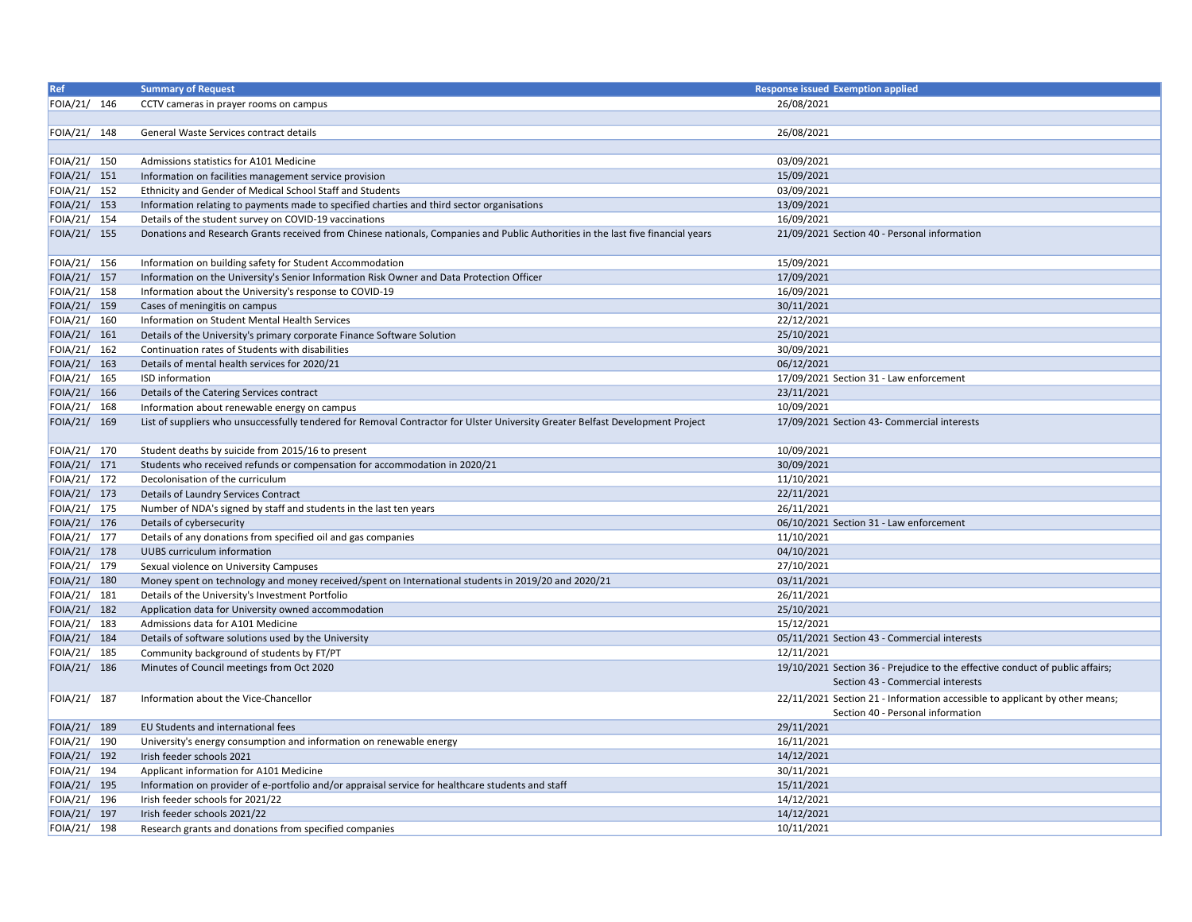| Ref | Summary of Request | Response issued | Exemption applied |
| --- | --- | --- | --- |
| FOIA/21/ 146 | CCTV cameras in prayer rooms on campus | 26/08/2021 | |
| | | | |
| FOIA/21/ 148 | General Waste Services contract details | 26/08/2021 | |
| | | | |
| FOIA/21/ 150 | Admissions statistics for A101 Medicine | 03/09/2021 | |
| FOIA/21/ 151 | Information on facilities management service provision | 15/09/2021 | |
| FOIA/21/ 152 | Ethnicity and Gender of Medical School Staff and Students | 03/09/2021 | |
| FOIA/21/ 153 | Information relating to payments made to specified charties and third sector organisations | 13/09/2021 | |
| FOIA/21/ 154 | Details of the student survey on COVID-19 vaccinations | 16/09/2021 | |
| FOIA/21/ 155 | Donations and Research Grants received from Chinese nationals, Companies and Public Authorities in the last five financial years | 21/09/2021 | Section 40 - Personal information |
| FOIA/21/ 156 | Information on building safety for Student Accommodation | 15/09/2021 | |
| FOIA/21/ 157 | Information on the University's Senior Information Risk Owner and Data Protection Officer | 17/09/2021 | |
| FOIA/21/ 158 | Information about the University's response to COVID-19 | 16/09/2021 | |
| FOIA/21/ 159 | Cases of meningitis on campus | 30/11/2021 | |
| FOIA/21/ 160 | Information on Student Mental Health Services | 22/12/2021 | |
| FOIA/21/ 161 | Details of the University's primary corporate Finance Software Solution | 25/10/2021 | |
| FOIA/21/ 162 | Continuation rates of Students with disabilities | 30/09/2021 | |
| FOIA/21/ 163 | Details of mental health services for 2020/21 | 06/12/2021 | |
| FOIA/21/ 165 | ISD information | 17/09/2021 | Section 31 - Law enforcement |
| FOIA/21/ 166 | Details of the Catering Services contract | 23/11/2021 | |
| FOIA/21/ 168 | Information about renewable energy on campus | 10/09/2021 | |
| FOIA/21/ 169 | List of suppliers who unsuccessfully tendered for Removal Contractor for Ulster University Greater Belfast Development Project | 17/09/2021 | Section 43- Commercial interests |
| FOIA/21/ 170 | Student deaths by suicide from 2015/16 to present | 10/09/2021 | |
| FOIA/21/ 171 | Students who received refunds or compensation for accommodation in 2020/21 | 30/09/2021 | |
| FOIA/21/ 172 | Decolonisation of the curriculum | 11/10/2021 | |
| FOIA/21/ 173 | Details of Laundry Services Contract | 22/11/2021 | |
| FOIA/21/ 175 | Number of NDA's signed by staff and students in the last ten years | 26/11/2021 | |
| FOIA/21/ 176 | Details of cybersecurity | 06/10/2021 | Section 31 - Law enforcement |
| FOIA/21/ 177 | Details of any donations from specified oil and gas companies | 11/10/2021 | |
| FOIA/21/ 178 | UUBS curriculum information | 04/10/2021 | |
| FOIA/21/ 179 | Sexual violence on University Campuses | 27/10/2021 | |
| FOIA/21/ 180 | Money spent on technology and money received/spent on International students in 2019/20 and 2020/21 | 03/11/2021 | |
| FOIA/21/ 181 | Details of the University's Investment Portfolio | 26/11/2021 | |
| FOIA/21/ 182 | Application data for University owned accommodation | 25/10/2021 | |
| FOIA/21/ 183 | Admissions data for A101 Medicine | 15/12/2021 | |
| FOIA/21/ 184 | Details of software solutions used by the University | 05/11/2021 | Section 43 - Commercial interests |
| FOIA/21/ 185 | Community background of students by FT/PT | 12/11/2021 | |
| FOIA/21/ 186 | Minutes of Council meetings from Oct 2020 | 19/10/2021 | Section 36 - Prejudice to the effective conduct of public affairs; Section 43 - Commercial interests |
| FOIA/21/ 187 | Information about the Vice-Chancellor | 22/11/2021 | Section 21 - Information accessible to applicant by other means; Section 40 - Personal information |
| FOIA/21/ 189 | EU Students and international fees | 29/11/2021 | |
| FOIA/21/ 190 | University's energy consumption and information on renewable energy | 16/11/2021 | |
| FOIA/21/ 192 | Irish feeder schools 2021 | 14/12/2021 | |
| FOIA/21/ 194 | Applicant information for A101 Medicine | 30/11/2021 | |
| FOIA/21/ 195 | Information on provider of e-portfolio and/or appraisal service for healthcare students and staff | 15/11/2021 | |
| FOIA/21/ 196 | Irish feeder schools for 2021/22 | 14/12/2021 | |
| FOIA/21/ 197 | Irish feeder schools 2021/22 | 14/12/2021 | |
| FOIA/21/ 198 | Research grants and donations from specified companies | 10/11/2021 | |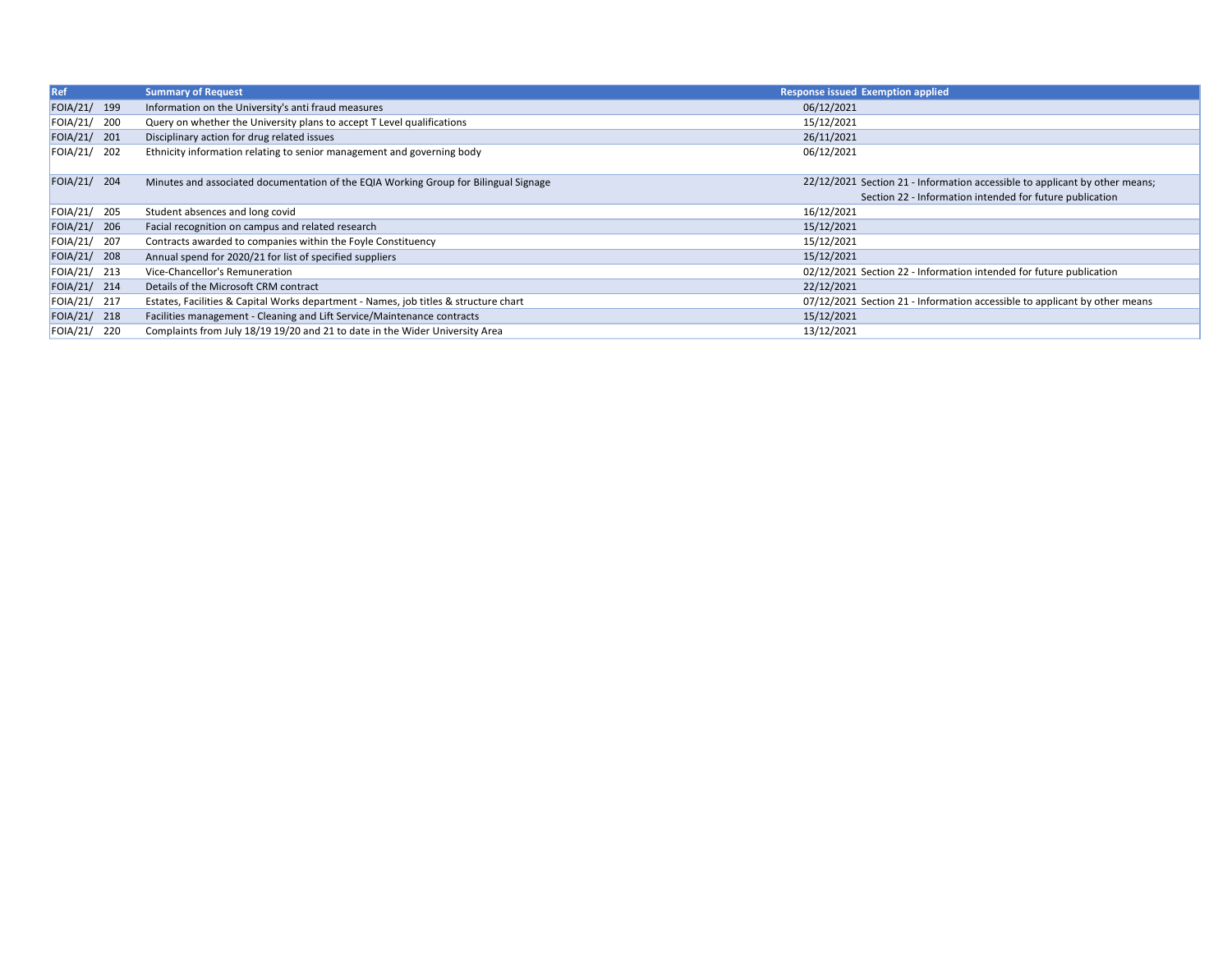| Ref | Summary of Request | Response issued | Exemption applied |
|---|---|---|---|
| FOIA/21/ 199 | Information on the University's anti fraud measures | 06/12/2021 | |
| FOIA/21/ 200 | Query on whether the University plans to accept T Level qualifications | 15/12/2021 | |
| FOIA/21/ 201 | Disciplinary action for drug related issues | 26/11/2021 | |
| FOIA/21/ 202 | Ethnicity information relating to senior management and governing body | 06/12/2021 | |
| FOIA/21/ 204 | Minutes and associated documentation of the EQIA Working Group for Bilingual Signage | 22/12/2021 | Section 21 - Information accessible to applicant by other means; Section 22 - Information intended for future publication |
| FOIA/21/ 205 | Student absences and long covid | 16/12/2021 | |
| FOIA/21/ 206 | Facial recognition on campus and related research | 15/12/2021 | |
| FOIA/21/ 207 | Contracts awarded to companies within the Foyle Constituency | 15/12/2021 | |
| FOIA/21/ 208 | Annual spend for 2020/21 for list of specified suppliers | 15/12/2021 | |
| FOIA/21/ 213 | Vice-Chancellor's Remuneration | 02/12/2021 | Section 22 - Information intended for future publication |
| FOIA/21/ 214 | Details of the Microsoft CRM contract | 22/12/2021 | |
| FOIA/21/ 217 | Estates, Facilities & Capital Works department - Names, job titles & structure chart | 07/12/2021 | Section 21 - Information accessible to applicant by other means |
| FOIA/21/ 218 | Facilities management - Cleaning and Lift Service/Maintenance contracts | 15/12/2021 | |
| FOIA/21/ 220 | Complaints from July 18/19 19/20 and 21 to date in the Wider University Area | 13/12/2021 | |